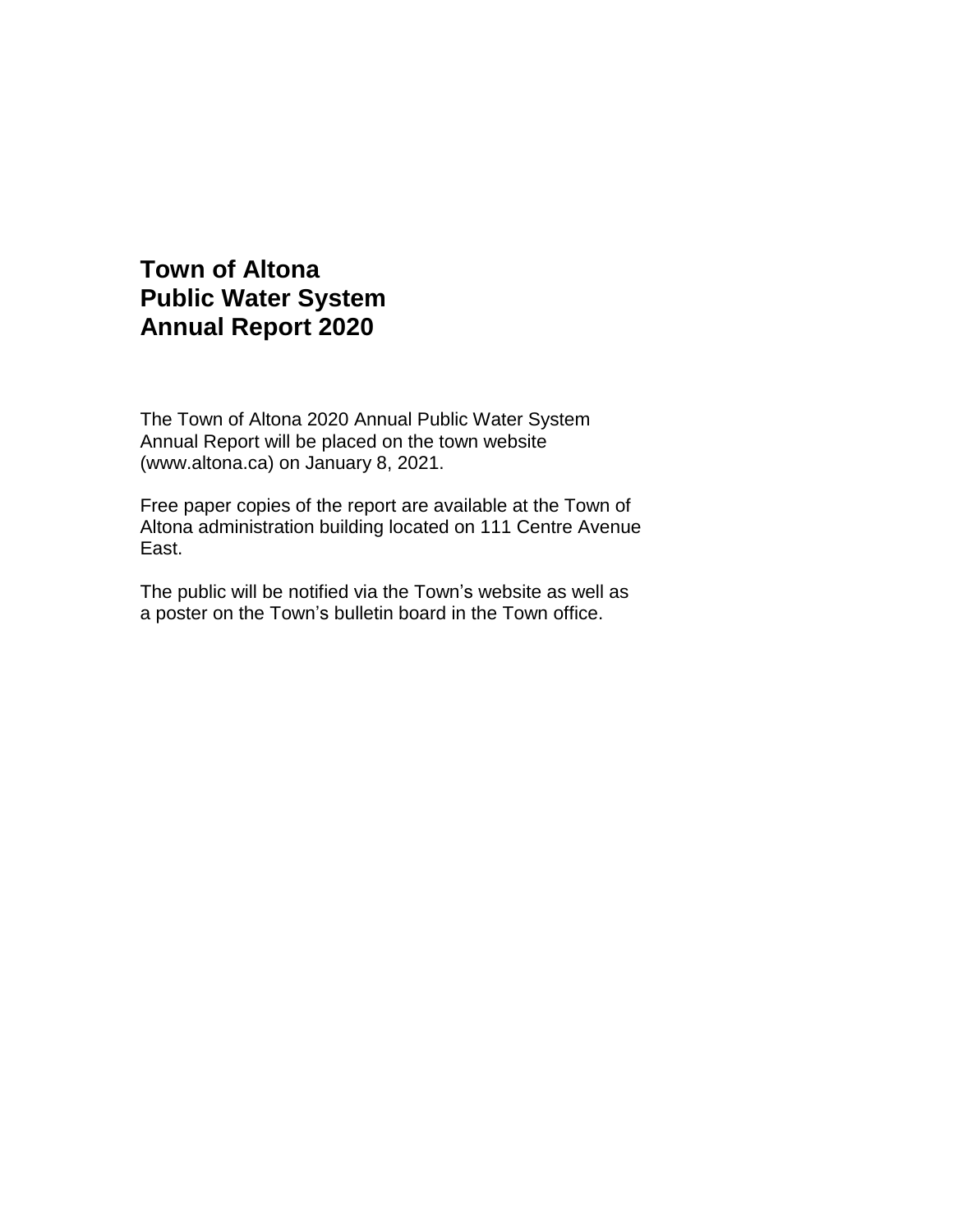# Town of Altona
# Public Water System
# Annual Report 2020

The Town of Altona 2020 Annual Public Water System Annual Report will be placed on the town website (www.altona.ca) on January 8, 2021.

Free paper copies of the report are available at the Town of Altona administration building located on 111 Centre Avenue East.

The public will be notified via the Town's website as well as a poster on the Town's bulletin board in the Town office.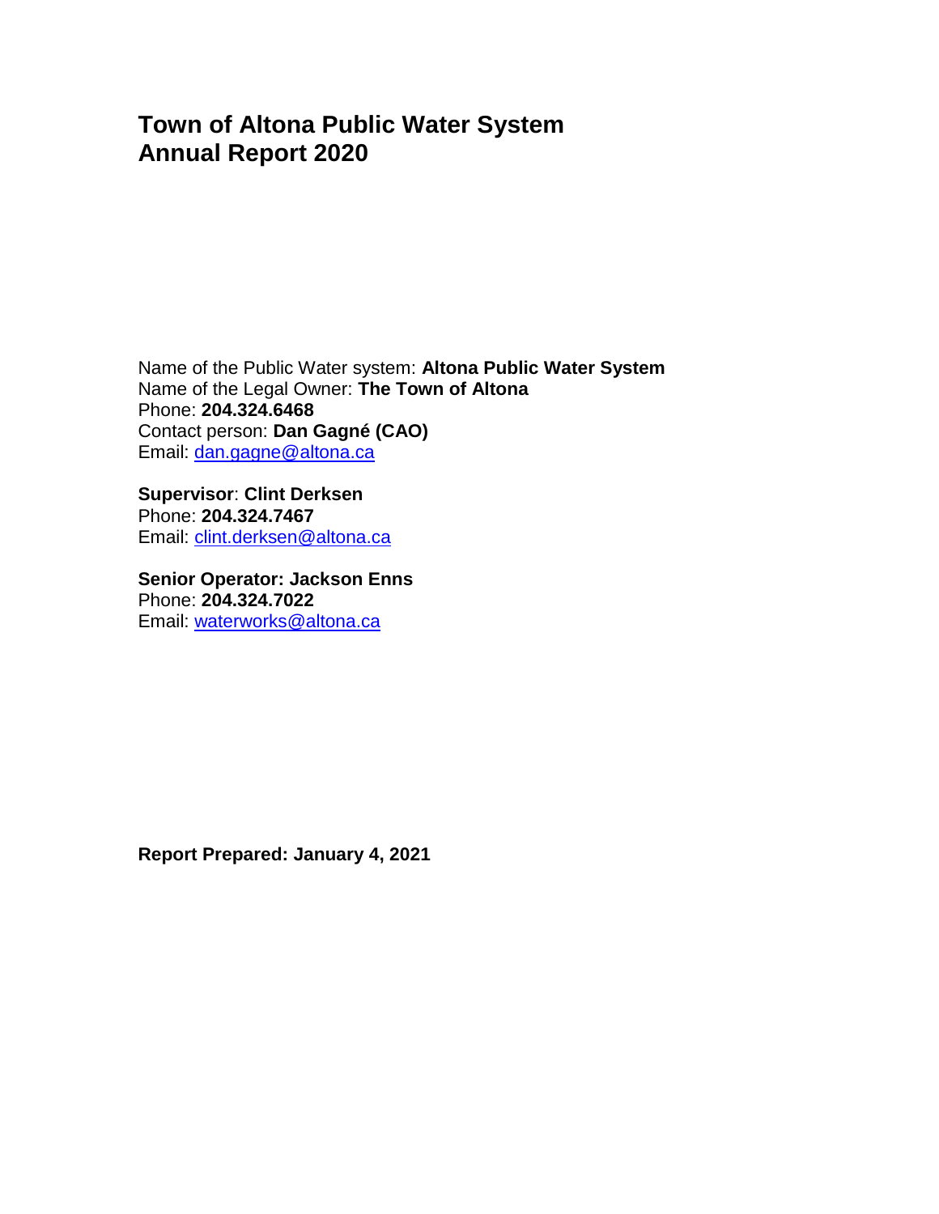# Town of Altona Public Water System
# Annual Report 2020

Name of the Public Water system: **Altona Public Water System**
Name of the Legal Owner: **The Town of Altona**
Phone: **204.324.6468**
Contact person: **Dan Gagné (CAO)**
Email: dan.gagne@altona.ca

**Supervisor**: **Clint Derksen**
Phone: **204.324.7467**
Email: clint.derksen@altona.ca

**Senior Operator: Jackson Enns**
Phone: **204.324.7022**
Email: waterworks@altona.ca

**Report Prepared: January 4, 2021**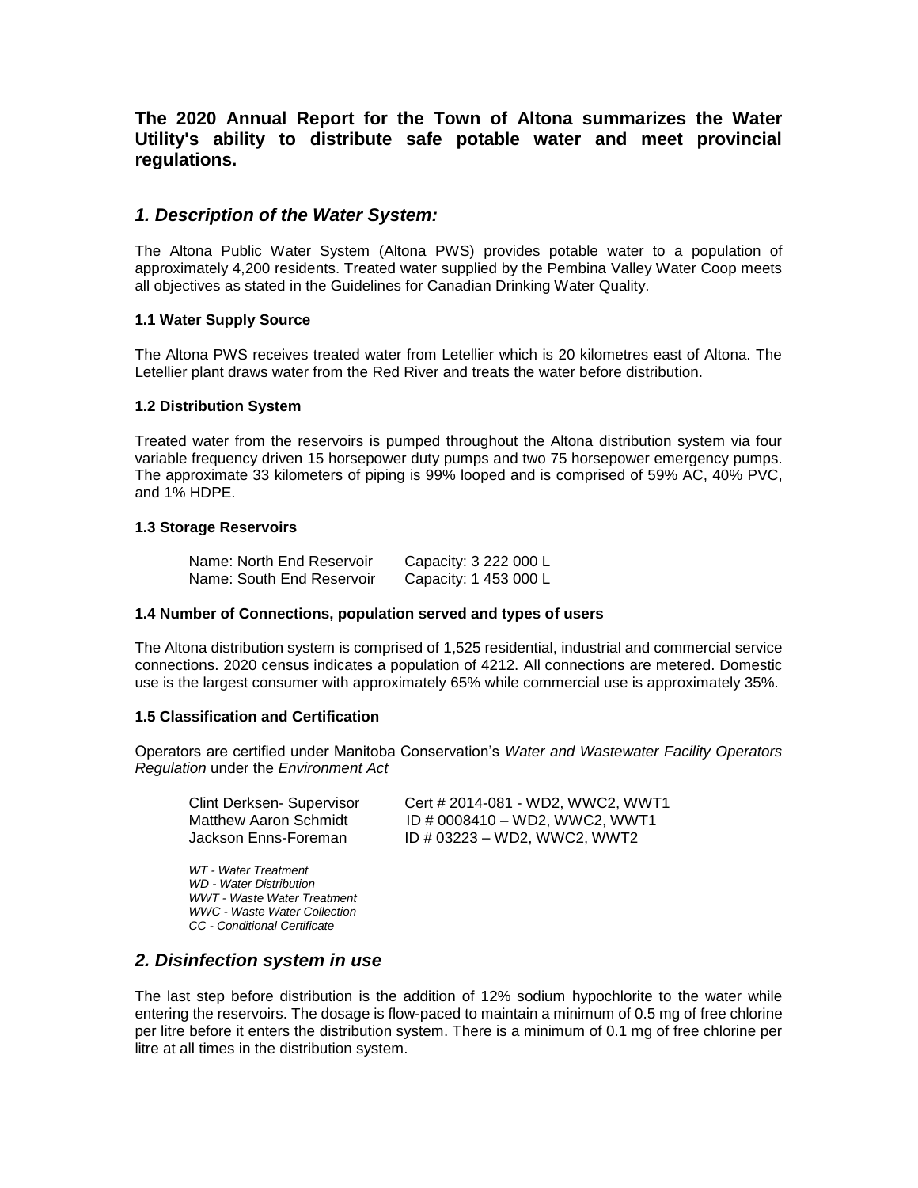**The 2020 Annual Report for the Town of Altona summarizes the Water Utility's ability to distribute safe potable water and meet provincial regulations.**

## *1. Description of the Water System:*

The Altona Public Water System (Altona PWS) provides potable water to a population of approximately 4,200 residents. Treated water supplied by the Pembina Valley Water Coop meets all objectives as stated in the Guidelines for Canadian Drinking Water Quality.

### 1.1 Water Supply Source

The Altona PWS receives treated water from Letellier which is 20 kilometres east of Altona. The Letellier plant draws water from the Red River and treats the water before distribution.

### 1.2 Distribution System

Treated water from the reservoirs is pumped throughout the Altona distribution system via four variable frequency driven 15 horsepower duty pumps and two 75 horsepower emergency pumps. The approximate 33 kilometers of piping is 99% looped and is comprised of 59% AC, 40% PVC, and 1% HDPE.

### 1.3 Storage Reservoirs

| | |
|---|---|
| Name: North End Reservoir | Capacity: 3 222 000 L |
| Name: South End Reservoir | Capacity: 1 453 000 L |

### 1.4 Number of Connections, population served and types of users

The Altona distribution system is comprised of 1,525 residential, industrial and commercial service connections. 2020 census indicates a population of 4212. All connections are metered. Domestic use is the largest consumer with approximately 65% while commercial use is approximately 35%.

### 1.5 Classification and Certification

Operators are certified under Manitoba Conservation's *Water and Wastewater Facility Operators Regulation* under the *Environment Act*

| | |
|---|---|
| Clint Derksen- Supervisor | Cert # 2014-081 - WD2, WWC2, WWT1 |
| Matthew Aaron Schmidt | ID # 0008410 – WD2, WWC2, WWT1 |
| Jackson Enns-Foreman | ID # 03223 – WD2, WWC2, WWT2 |

*WT - Water Treatment*
*WD - Water Distribution*
*WWT - Waste Water Treatment*
*WWC - Waste Water Collection*
*CC - Conditional Certificate*

## *2. Disinfection system in use*

The last step before distribution is the addition of 12% sodium hypochlorite to the water while entering the reservoirs. The dosage is flow-paced to maintain a minimum of 0.5 mg of free chlorine per litre before it enters the distribution system. There is a minimum of 0.1 mg of free chlorine per litre at all times in the distribution system.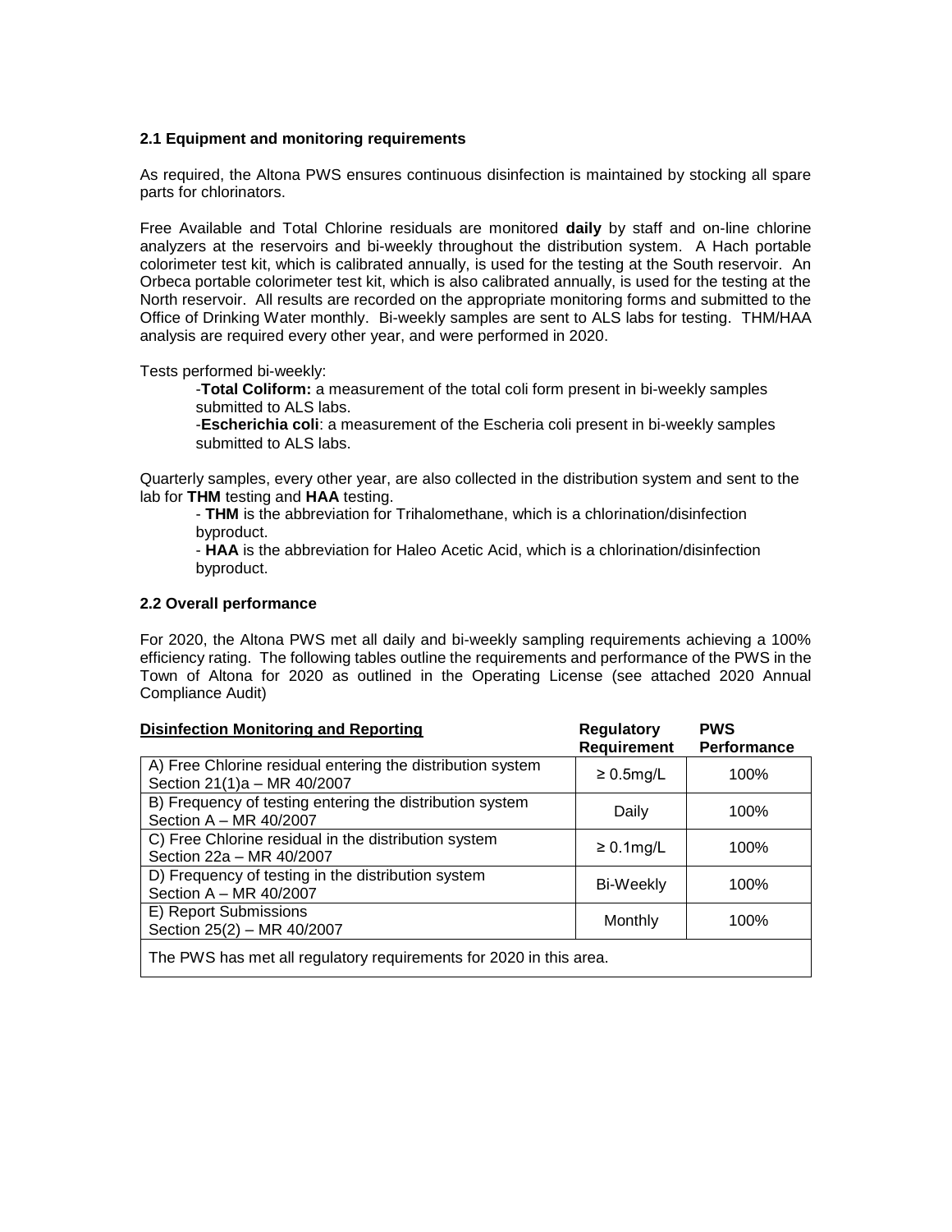### 2.1 Equipment and monitoring requirements

As required, the Altona PWS ensures continuous disinfection is maintained by stocking all spare parts for chlorinators.

Free Available and Total Chlorine residuals are monitored **daily** by staff and on-line chlorine analyzers at the reservoirs and bi-weekly throughout the distribution system. A Hach portable colorimeter test kit, which is calibrated annually, is used for the testing at the South reservoir. An Orbeca portable colorimeter test kit, which is also calibrated annually, is used for the testing at the North reservoir. All results are recorded on the appropriate monitoring forms and submitted to the Office of Drinking Water monthly. Bi-weekly samples are sent to ALS labs for testing. THM/HAA analysis are required every other year, and were performed in 2020.

Tests performed bi-weekly:

- **Total Coliform:** a measurement of the total coli form present in bi-weekly samples submitted to ALS labs.
- **Escherichia coli**: a measurement of the Escheria coli present in bi-weekly samples submitted to ALS labs.

Quarterly samples, every other year, are also collected in the distribution system and sent to the lab for **THM** testing and **HAA** testing.

- **THM** is the abbreviation for Trihalomethane, which is a chlorination/disinfection byproduct.
- **HAA** is the abbreviation for Haleo Acetic Acid, which is a chlorination/disinfection byproduct.

### 2.2 Overall performance

For 2020, the Altona PWS met all daily and bi-weekly sampling requirements achieving a 100% efficiency rating. The following tables outline the requirements and performance of the PWS in the Town of Altona for 2020 as outlined in the Operating License (see attached 2020 Annual Compliance Audit)

| **Disinfection Monitoring and Reporting** | **Regulatory Requirement** | **PWS Performance** |
|---|---|---|
| A) Free Chlorine residual entering the distribution system Section 21(1)a – MR 40/2007 | ≥ 0.5mg/L | 100% |
| B) Frequency of testing entering the distribution system Section A – MR 40/2007 | Daily | 100% |
| C) Free Chlorine residual in the distribution system Section 22a – MR 40/2007 | ≥ 0.1mg/L | 100% |
| D) Frequency of testing in the distribution system Section A – MR 40/2007 | Bi-Weekly | 100% |
| E) Report Submissions Section 25(2) – MR 40/2007 | Monthly | 100% |
| The PWS has met all regulatory requirements for 2020 in this area. | | |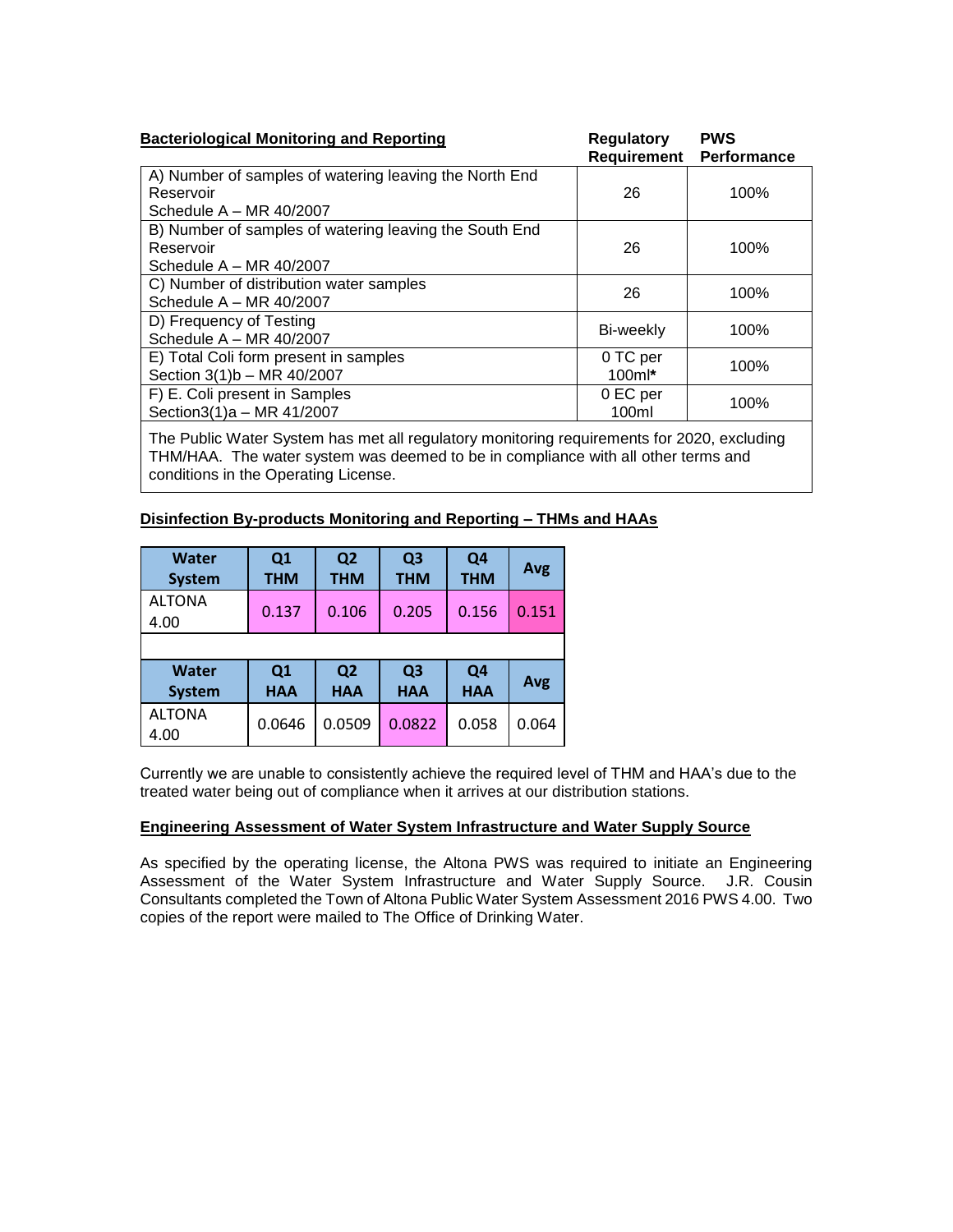| **Bacteriological Monitoring and Reporting** | **Regulatory Requirement** | **PWS Performance** |
|---|---|---|
| A) Number of samples of watering leaving the North End Reservoir<br>Schedule A – MR 40/2007 | 26 | 100% |
| B) Number of samples of watering leaving the South End Reservoir<br>Schedule A – MR 40/2007 | 26 | 100% |
| C) Number of distribution water samples<br>Schedule A – MR 40/2007 | 26 | 100% |
| D) Frequency of Testing<br>Schedule A – MR 40/2007 | Bi-weekly | 100% |
| E) Total Coli form present in samples<br>Section 3(1)b – MR 40/2007 | 0 TC per 100ml* | 100% |
| F) E. Coli present in Samples<br>Section3(1)a – MR 41/2007 | 0 EC per 100ml | 100% |
| The Public Water System has met all regulatory monitoring requirements for 2020, excluding THM/HAA. The water system was deemed to be in compliance with all other terms and conditions in the Operating License. | | |

**Disinfection By-products Monitoring and Reporting – THMs and HAAs**

| Water System | Q1 THM | Q2 THM | Q3 THM | Q4 THM | Avg |
|---|---|---|---|---|---|
| ALTONA 4.00 | 0.137 | 0.106 | 0.205 | 0.156 | 0.151 |

| Water System | Q1 HAA | Q2 HAA | Q3 HAA | Q4 HAA | Avg |
|---|---|---|---|---|---|
| ALTONA 4.00 | 0.0646 | 0.0509 | 0.0822 | 0.058 | 0.064 |

Currently we are unable to consistently achieve the required level of THM and HAA's due to the treated water being out of compliance when it arrives at our distribution stations.

**Engineering Assessment of Water System Infrastructure and Water Supply Source**

As specified by the operating license, the Altona PWS was required to initiate an Engineering Assessment of the Water System Infrastructure and Water Supply Source. J.R. Cousin Consultants completed the Town of Altona Public Water System Assessment 2016 PWS 4.00. Two copies of the report were mailed to The Office of Drinking Water.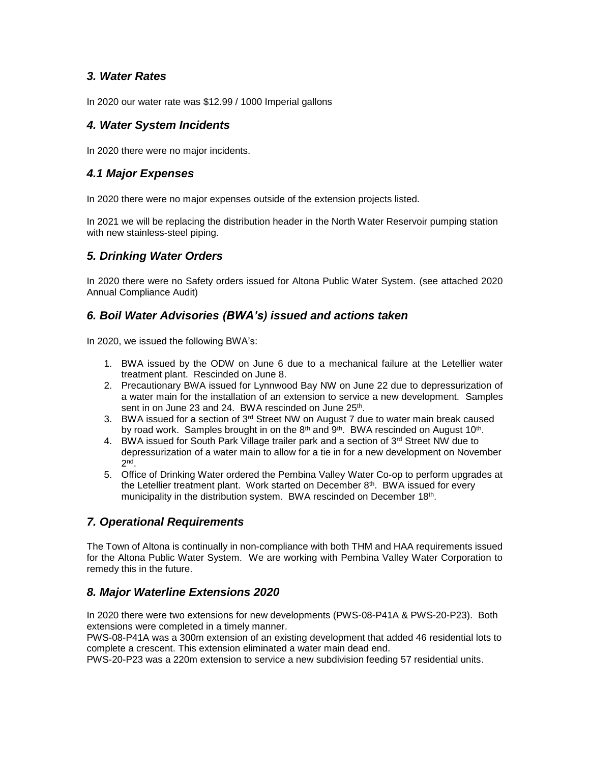## *3. Water Rates*

In 2020 our water rate was $12.99 / 1000 Imperial gallons

## *4. Water System Incidents*

In 2020 there were no major incidents.

## *4.1 Major Expenses*

In 2020 there were no major expenses outside of the extension projects listed.

In 2021 we will be replacing the distribution header in the North Water Reservoir pumping station with new stainless-steel piping.

## *5. Drinking Water Orders*

In 2020 there were no Safety orders issued for Altona Public Water System. (see attached 2020 Annual Compliance Audit)

## *6. Boil Water Advisories (BWA's) issued and actions taken*

In 2020, we issued the following BWA's:

1. BWA issued by the ODW on June 6 due to a mechanical failure at the Letellier water treatment plant. Rescinded on June 8.
2. Precautionary BWA issued for Lynnwood Bay NW on June 22 due to depressurization of a water main for the installation of an extension to service a new development. Samples sent in on June 23 and 24. BWA rescinded on June 25th.
3. BWA issued for a section of 3rd Street NW on August 7 due to water main break caused by road work. Samples brought in on the 8th and 9th. BWA rescinded on August 10th.
4. BWA issued for South Park Village trailer park and a section of 3rd Street NW due to depressurization of a water main to allow for a tie in for a new development on November 2nd.
5. Office of Drinking Water ordered the Pembina Valley Water Co-op to perform upgrades at the Letellier treatment plant. Work started on December 8th. BWA issued for every municipality in the distribution system. BWA rescinded on December 18th.

## *7. Operational Requirements*

The Town of Altona is continually in non-compliance with both THM and HAA requirements issued for the Altona Public Water System. We are working with Pembina Valley Water Corporation to remedy this in the future.

## *8. Major Waterline Extensions 2020*

In 2020 there were two extensions for new developments (PWS-08-P41A & PWS-20-P23). Both extensions were completed in a timely manner.
PWS-08-P41A was a 300m extension of an existing development that added 46 residential lots to complete a crescent. This extension eliminated a water main dead end.
PWS-20-P23 was a 220m extension to service a new subdivision feeding 57 residential units.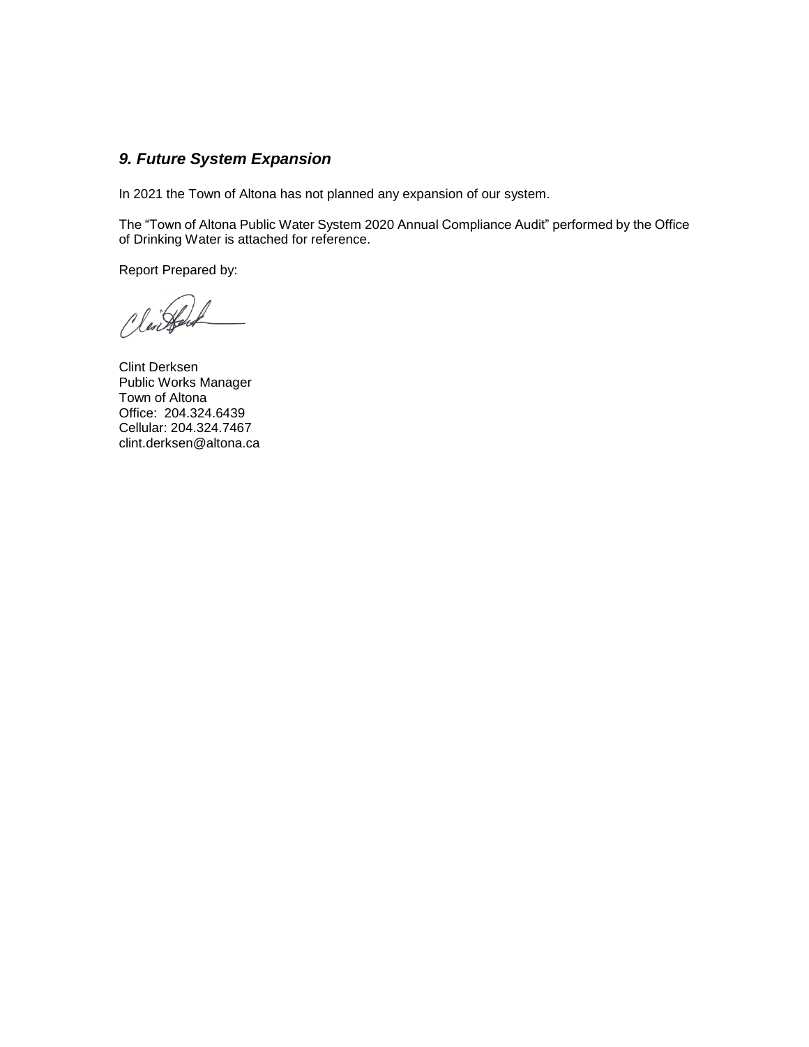## *9. Future System Expansion*

In 2021 the Town of Altona has not planned any expansion of our system.

The "Town of Altona Public Water System 2020 Annual Compliance Audit" performed by the Office of Drinking Water is attached for reference.

Report Prepared by:

Clint Derksen
Public Works Manager
Town of Altona
Office: 204.324.6439
Cellular: 204.324.7467
clint.derksen@altona.ca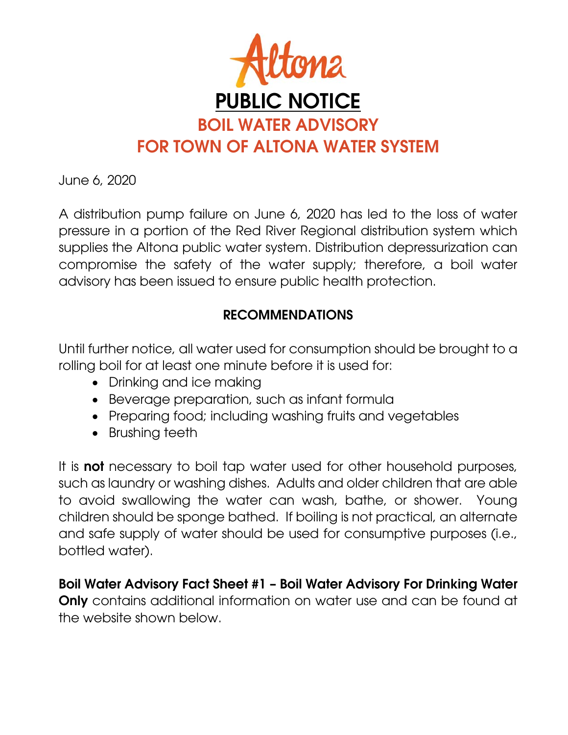Altona

# PUBLIC NOTICE

## BOIL WATER ADVISORY
## FOR TOWN OF ALTONA WATER SYSTEM

June 6, 2020

A distribution pump failure on June 6, 2020 has led to the loss of water pressure in a portion of the Red River Regional distribution system which supplies the Altona public water system. Distribution depressurization can compromise the safety of the water supply; therefore, a boil water advisory has been issued to ensure public health protection.

### RECOMMENDATIONS

Until further notice, all water used for consumption should be brought to a rolling boil for at least one minute before it is used for:

- Drinking and ice making
- Beverage preparation, such as infant formula
- Preparing food; including washing fruits and vegetables
- Brushing teeth

It is **not** necessary to boil tap water used for other household purposes, such as laundry or washing dishes. Adults and older children that are able to avoid swallowing the water can wash, bathe, or shower. Young children should be sponge bathed. If boiling is not practical, an alternate and safe supply of water should be used for consumptive purposes (i.e., bottled water).

**Boil Water Advisory Fact Sheet #1 – Boil Water Advisory For Drinking Water Only** contains additional information on water use and can be found at the website shown below.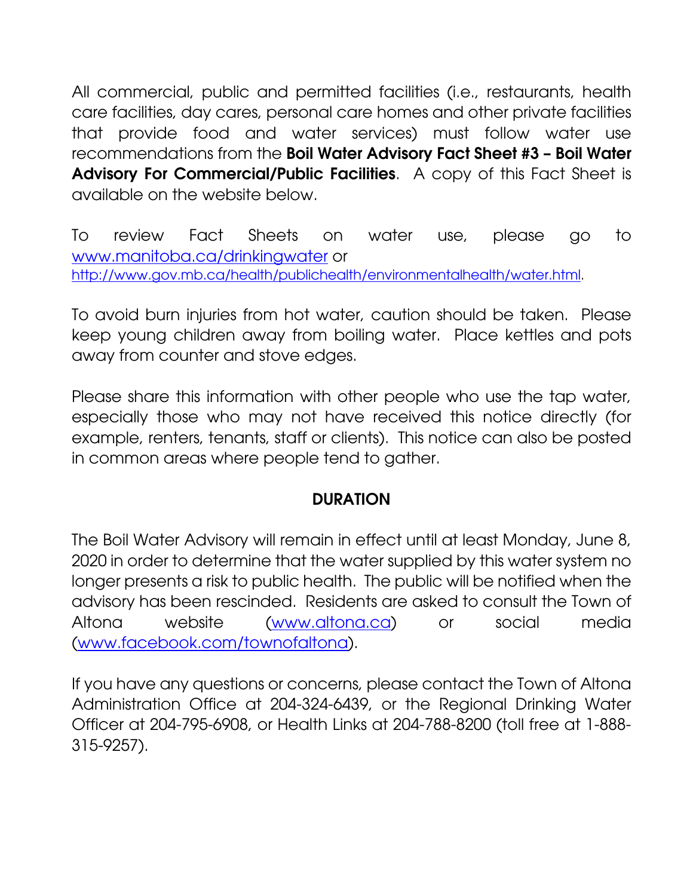All commercial, public and permitted facilities (i.e., restaurants, health care facilities, day cares, personal care homes and other private facilities that provide food and water services) must follow water use recommendations from the **Boil Water Advisory Fact Sheet #3 – Boil Water Advisory For Commercial/Public Facilities**. A copy of this Fact Sheet is available on the website below.

To review Fact Sheets on water use, please go to [www.manitoba.ca/drinkingwater](http://www.manitoba.ca/drinkingwater) or [http://www.gov.mb.ca/health/publichealth/environmentalhealth/water.html](http://www.gov.mb.ca/health/publichealth/environmentalhealth/water.html).

To avoid burn injuries from hot water, caution should be taken. Please keep young children away from boiling water. Place kettles and pots away from counter and stove edges.

Please share this information with other people who use the tap water, especially those who may not have received this notice directly (for example, renters, tenants, staff or clients). This notice can also be posted in common areas where people tend to gather.

## DURATION

The Boil Water Advisory will remain in effect until at least Monday, June 8, 2020 in order to determine that the water supplied by this water system no longer presents a risk to public health. The public will be notified when the advisory has been rescinded. Residents are asked to consult the Town of Altona website ([www.altona.ca](http://www.altona.ca)) or social media ([www.facebook.com/townofaltona](http://www.facebook.com/townofaltona)).

If you have any questions or concerns, please contact the Town of Altona Administration Office at 204-324-6439, or the Regional Drinking Water Officer at 204-795-6908, or Health Links at 204-788-8200 (toll free at 1-888-315-9257).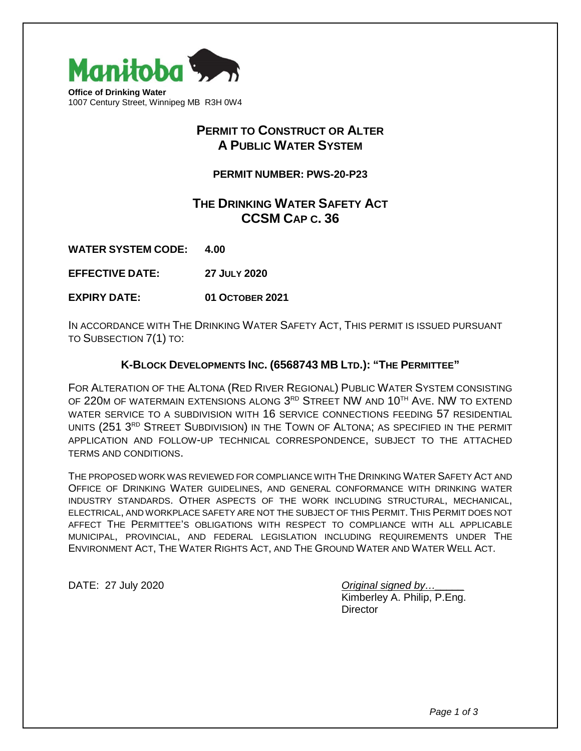Manitoba

**Office of Drinking Water**
1007 Century Street, Winnipeg MB R3H 0W4

# PERMIT TO CONSTRUCT OR ALTER A PUBLIC WATER SYSTEM

**PERMIT NUMBER: PWS-20-P23**

## THE DRINKING WATER SAFETY ACT CCSM CAP C. 36

**WATER SYSTEM CODE:** **4.00**

**EFFECTIVE DATE:** **27 JULY 2020**

**EXPIRY DATE:** **01 OCTOBER 2021**

IN ACCORDANCE WITH THE DRINKING WATER SAFETY ACT, THIS PERMIT IS ISSUED PURSUANT TO SUBSECTION 7(1) TO:

**K-BLOCK DEVELOPMENTS INC. (6568743 MB LTD.): "THE PERMITTEE"**

FOR ALTERATION OF THE ALTONA (RED RIVER REGIONAL) PUBLIC WATER SYSTEM CONSISTING OF 220M OF WATERMAIN EXTENSIONS ALONG 3RD STREET NW AND 10TH AVE. NW TO EXTEND WATER SERVICE TO A SUBDIVISION WITH 16 SERVICE CONNECTIONS FEEDING 57 RESIDENTIAL UNITS (251 3RD STREET SUBDIVISION) IN THE TOWN OF ALTONA; AS SPECIFIED IN THE PERMIT APPLICATION AND FOLLOW-UP TECHNICAL CORRESPONDENCE, SUBJECT TO THE ATTACHED TERMS AND CONDITIONS.

THE PROPOSED WORK WAS REVIEWED FOR COMPLIANCE WITH THE DRINKING WATER SAFETY ACT AND OFFICE OF DRINKING WATER GUIDELINES, AND GENERAL CONFORMANCE WITH DRINKING WATER INDUSTRY STANDARDS. OTHER ASPECTS OF THE WORK INCLUDING STRUCTURAL, MECHANICAL, ELECTRICAL, AND WORKPLACE SAFETY ARE NOT THE SUBJECT OF THIS PERMIT. THIS PERMIT DOES NOT AFFECT THE PERMITTEE'S OBLIGATIONS WITH RESPECT TO COMPLIANCE WITH ALL APPLICABLE MUNICIPAL, PROVINCIAL, AND FEDERAL LEGISLATION INCLUDING REQUIREMENTS UNDER THE ENVIRONMENT ACT, THE WATER RIGHTS ACT, AND THE GROUND WATER AND WATER WELL ACT.

DATE: 27 July 2020

*Original signed by…*
Kimberley A. Philip, P.Eng.
Director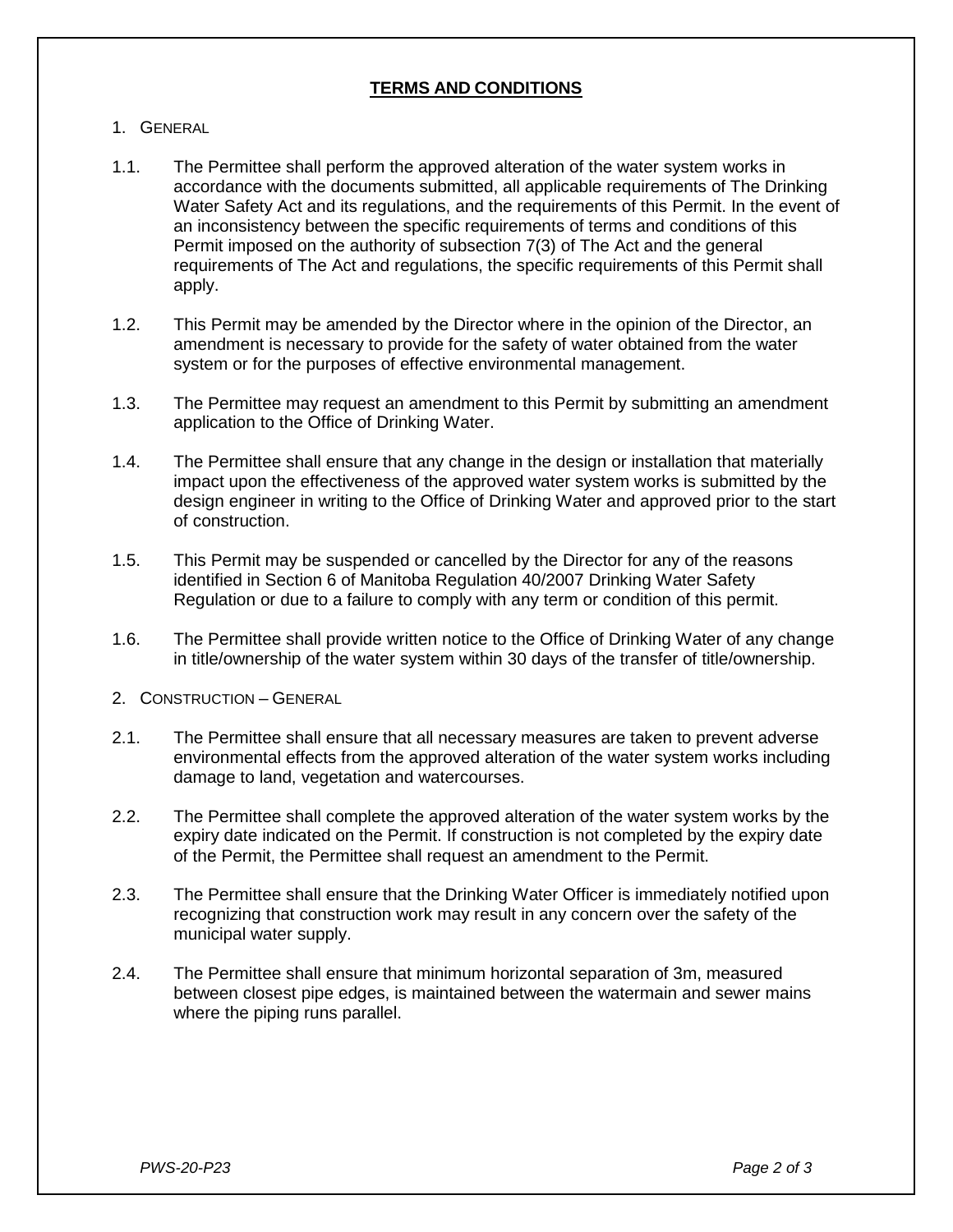## TERMS AND CONDITIONS

1. GENERAL

1.1. The Permittee shall perform the approved alteration of the water system works in accordance with the documents submitted, all applicable requirements of The Drinking Water Safety Act and its regulations, and the requirements of this Permit. In the event of an inconsistency between the specific requirements of terms and conditions of this Permit imposed on the authority of subsection 7(3) of The Act and the general requirements of The Act and regulations, the specific requirements of this Permit shall apply.

1.2. This Permit may be amended by the Director where in the opinion of the Director, an amendment is necessary to provide for the safety of water obtained from the water system or for the purposes of effective environmental management.

1.3. The Permittee may request an amendment to this Permit by submitting an amendment application to the Office of Drinking Water.

1.4. The Permittee shall ensure that any change in the design or installation that materially impact upon the effectiveness of the approved water system works is submitted by the design engineer in writing to the Office of Drinking Water and approved prior to the start of construction.

1.5. This Permit may be suspended or cancelled by the Director for any of the reasons identified in Section 6 of Manitoba Regulation 40/2007 Drinking Water Safety Regulation or due to a failure to comply with any term or condition of this permit.

1.6. The Permittee shall provide written notice to the Office of Drinking Water of any change in title/ownership of the water system within 30 days of the transfer of title/ownership.

2. CONSTRUCTION – GENERAL

2.1. The Permittee shall ensure that all necessary measures are taken to prevent adverse environmental effects from the approved alteration of the water system works including damage to land, vegetation and watercourses.

2.2. The Permittee shall complete the approved alteration of the water system works by the expiry date indicated on the Permit. If construction is not completed by the expiry date of the Permit, the Permittee shall request an amendment to the Permit.

2.3. The Permittee shall ensure that the Drinking Water Officer is immediately notified upon recognizing that construction work may result in any concern over the safety of the municipal water supply.

2.4. The Permittee shall ensure that minimum horizontal separation of 3m, measured between closest pipe edges, is maintained between the watermain and sewer mains where the piping runs parallel.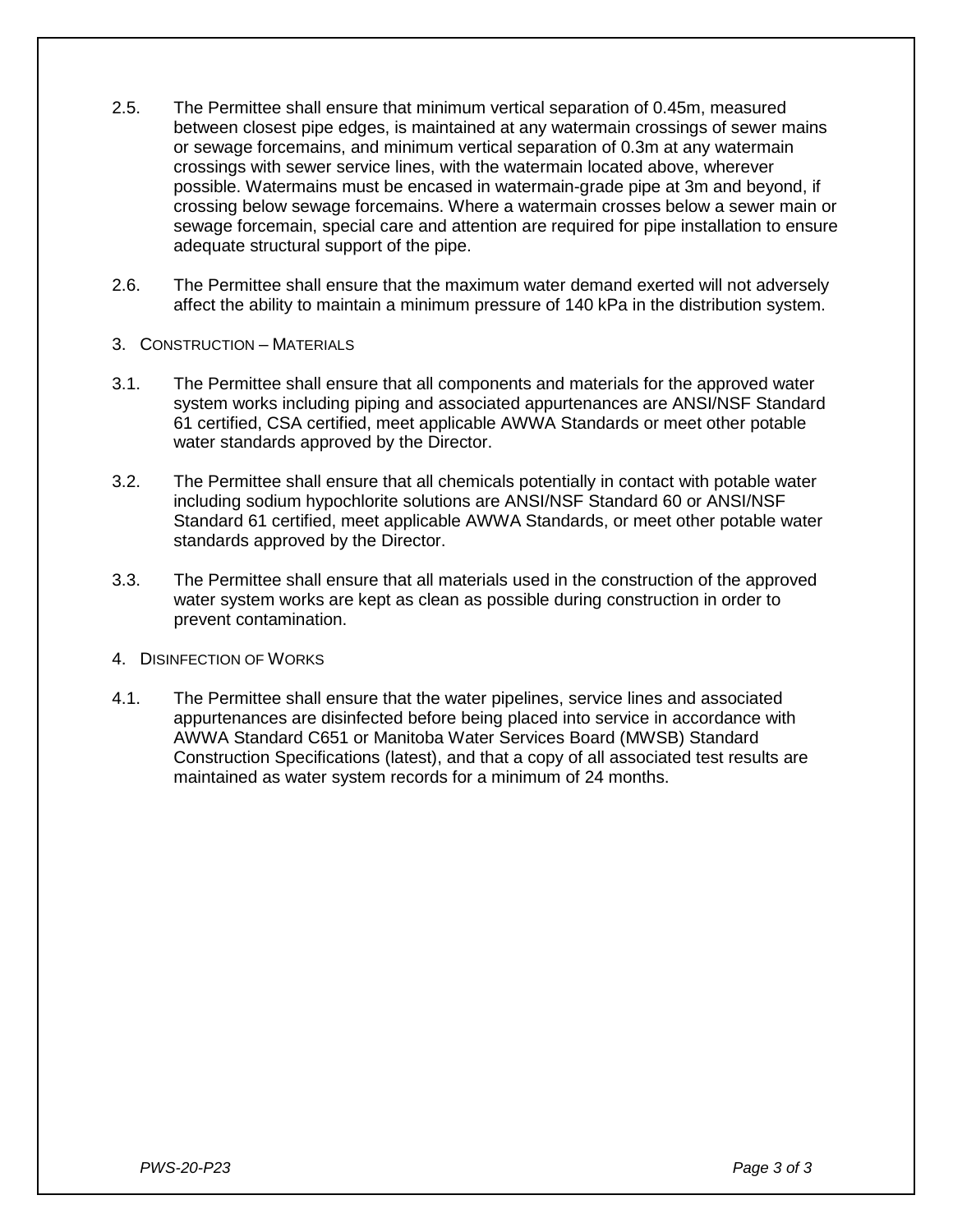2.5. The Permittee shall ensure that minimum vertical separation of 0.45m, measured between closest pipe edges, is maintained at any watermain crossings of sewer mains or sewage forcemains, and minimum vertical separation of 0.3m at any watermain crossings with sewer service lines, with the watermain located above, wherever possible. Watermains must be encased in watermain-grade pipe at 3m and beyond, if crossing below sewage forcemains. Where a watermain crosses below a sewer main or sewage forcemain, special care and attention are required for pipe installation to ensure adequate structural support of the pipe.

2.6. The Permittee shall ensure that the maximum water demand exerted will not adversely affect the ability to maintain a minimum pressure of 140 kPa in the distribution system.

3. CONSTRUCTION – MATERIALS

3.1. The Permittee shall ensure that all components and materials for the approved water system works including piping and associated appurtenances are ANSI/NSF Standard 61 certified, CSA certified, meet applicable AWWA Standards or meet other potable water standards approved by the Director.

3.2. The Permittee shall ensure that all chemicals potentially in contact with potable water including sodium hypochlorite solutions are ANSI/NSF Standard 60 or ANSI/NSF Standard 61 certified, meet applicable AWWA Standards, or meet other potable water standards approved by the Director.

3.3. The Permittee shall ensure that all materials used in the construction of the approved water system works are kept as clean as possible during construction in order to prevent contamination.

4. DISINFECTION OF WORKS

4.1. The Permittee shall ensure that the water pipelines, service lines and associated appurtenances are disinfected before being placed into service in accordance with AWWA Standard C651 or Manitoba Water Services Board (MWSB) Standard Construction Specifications (latest), and that a copy of all associated test results are maintained as water system records for a minimum of 24 months.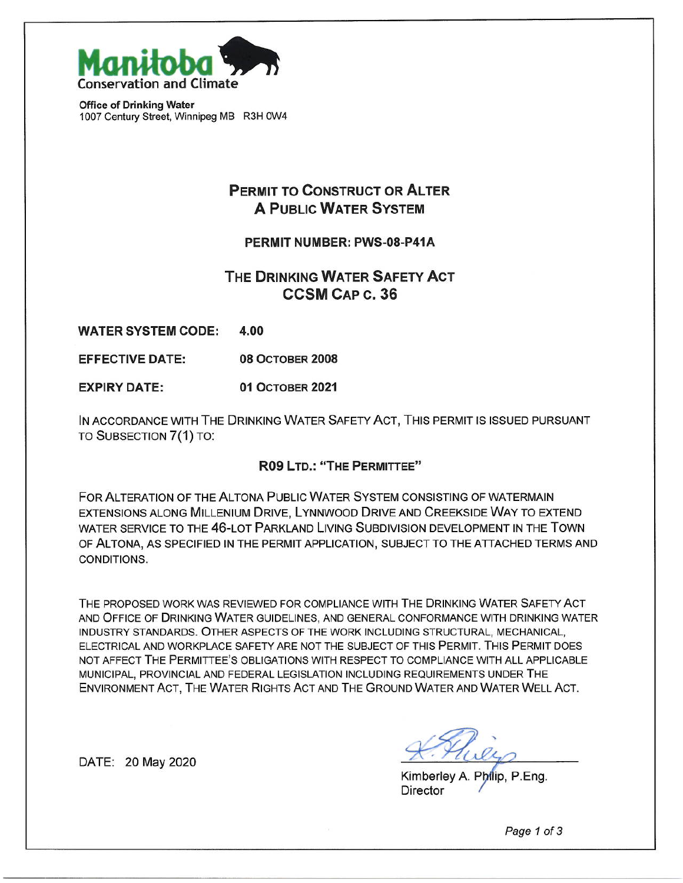Manitoba Conservation and Climate

**Office of Drinking Water**
1007 Century Street, Winnipeg MB R3H 0W4

# PERMIT TO CONSTRUCT OR ALTER A PUBLIC WATER SYSTEM

**PERMIT NUMBER: PWS-08-P41A**

## THE DRINKING WATER SAFETY ACT
## CCSM CAP C. 36

**WATER SYSTEM CODE:** **4.00**

**EFFECTIVE DATE:** **08 OCTOBER 2008**

**EXPIRY DATE:** **01 OCTOBER 2021**

IN ACCORDANCE WITH THE DRINKING WATER SAFETY ACT, THIS PERMIT IS ISSUED PURSUANT TO SUBSECTION 7(1) TO:

**R09 LTD.: "THE PERMITTEE"**

FOR ALTERATION OF THE ALTONA PUBLIC WATER SYSTEM CONSISTING OF WATERMAIN EXTENSIONS ALONG MILLENIUM DRIVE, LYNNWOOD DRIVE AND CREEKSIDE WAY TO EXTEND WATER SERVICE TO THE 46-LOT PARKLAND LIVING SUBDIVISION DEVELOPMENT IN THE TOWN OF ALTONA, AS SPECIFIED IN THE PERMIT APPLICATION, SUBJECT TO THE ATTACHED TERMS AND CONDITIONS.

THE PROPOSED WORK WAS REVIEWED FOR COMPLIANCE WITH THE DRINKING WATER SAFETY ACT AND OFFICE OF DRINKING WATER GUIDELINES, AND GENERAL CONFORMANCE WITH DRINKING WATER INDUSTRY STANDARDS. OTHER ASPECTS OF THE WORK INCLUDING STRUCTURAL, MECHANICAL, ELECTRICAL AND WORKPLACE SAFETY ARE NOT THE SUBJECT OF THIS PERMIT. THIS PERMIT DOES NOT AFFECT THE PERMITTEE'S OBLIGATIONS WITH RESPECT TO COMPLIANCE WITH ALL APPLICABLE MUNICIPAL, PROVINCIAL AND FEDERAL LEGISLATION INCLUDING REQUIREMENTS UNDER THE ENVIRONMENT ACT, THE WATER RIGHTS ACT AND THE GROUND WATER AND WATER WELL ACT.

DATE: 20 May 2020

K. Philip

Kimberley A. Philip, P.Eng.
Director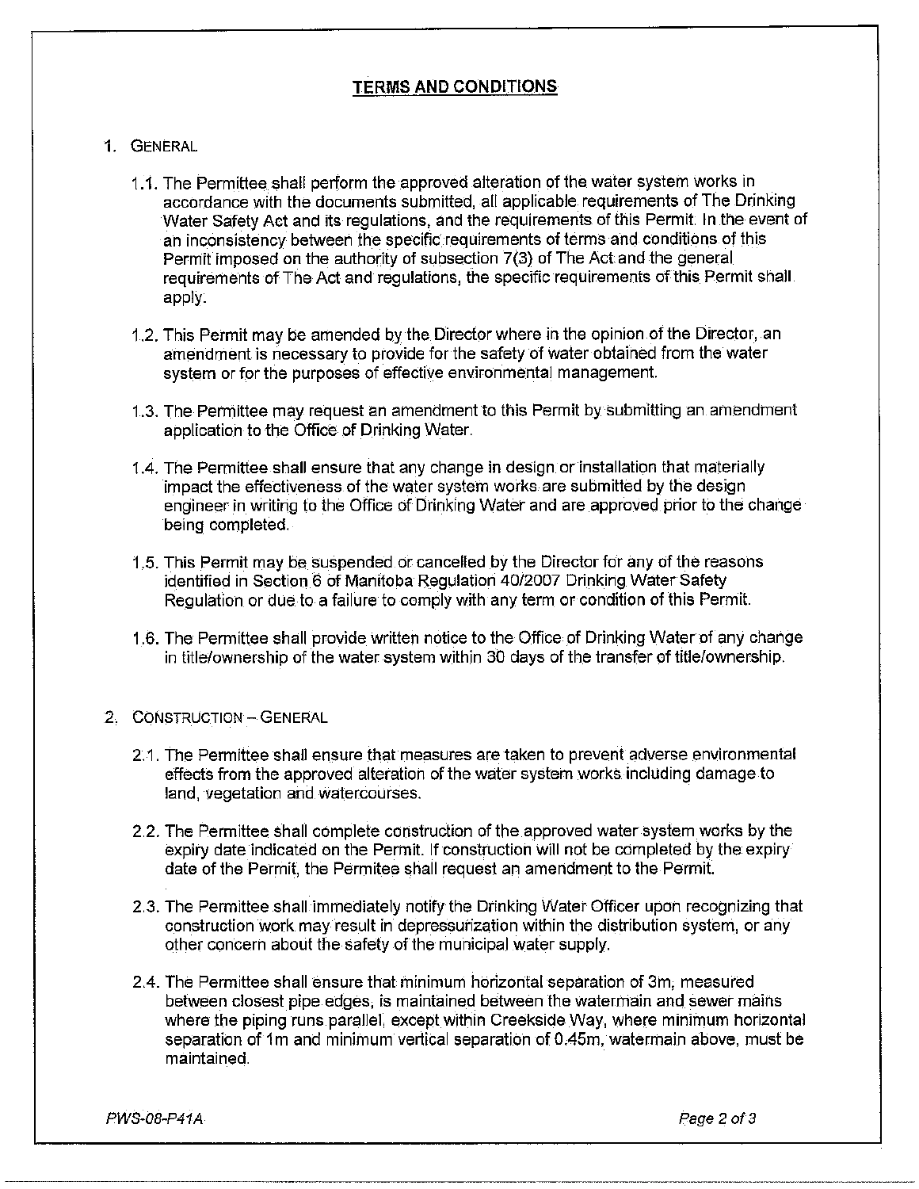## TERMS AND CONDITIONS

1. GENERAL

   1.1. The Permittee shall perform the approved alteration of the water system works in accordance with the documents submitted, all applicable requirements of The Drinking Water Safety Act and its regulations, and the requirements of this Permit. In the event of an inconsistency between the specific requirements of terms and conditions of this Permit imposed on the authority of subsection 7(3) of The Act and the general requirements of The Act and regulations, the specific requirements of this Permit shall apply.

   1.2. This Permit may be amended by the Director where in the opinion of the Director, an amendment is necessary to provide for the safety of water obtained from the water system or for the purposes of effective environmental management.

   1.3. The Permittee may request an amendment to this Permit by submitting an amendment application to the Office of Drinking Water.

   1.4. The Permittee shall ensure that any change in design or installation that materially impact the effectiveness of the water system works are submitted by the design engineer in writing to the Office of Drinking Water and are approved prior to the change being completed.

   1.5. This Permit may be suspended or cancelled by the Director for any of the reasons identified in Section 6 of Manitoba Regulation 40/2007 Drinking Water Safety Regulation or due to a failure to comply with any term or condition of this Permit.

   1.6. The Permittee shall provide written notice to the Office of Drinking Water of any change in title/ownership of the water system within 30 days of the transfer of title/ownership.

2. CONSTRUCTION – GENERAL

   2.1. The Permittee shall ensure that measures are taken to prevent adverse environmental effects from the approved alteration of the water system works including damage to land, vegetation and watercourses.

   2.2. The Permittee shall complete construction of the approved water system works by the expiry date indicated on the Permit. If construction will not be completed by the expiry date of the Permit, the Permitee shall request an amendment to the Permit.

   2.3. The Permittee shall immediately notify the Drinking Water Officer upon recognizing that construction work may result in depressurization within the distribution system, or any other concern about the safety of the municipal water supply.

   2.4. The Permittee shall ensure that minimum horizontal separation of 3m, measured between closest pipe edges, is maintained between the watermain and sewer mains where the piping runs parallel, except within Creekside Way, where minimum horizontal separation of 1m and minimum vertical separation of 0.45m, watermain above, must be maintained.

PWS-08-P41A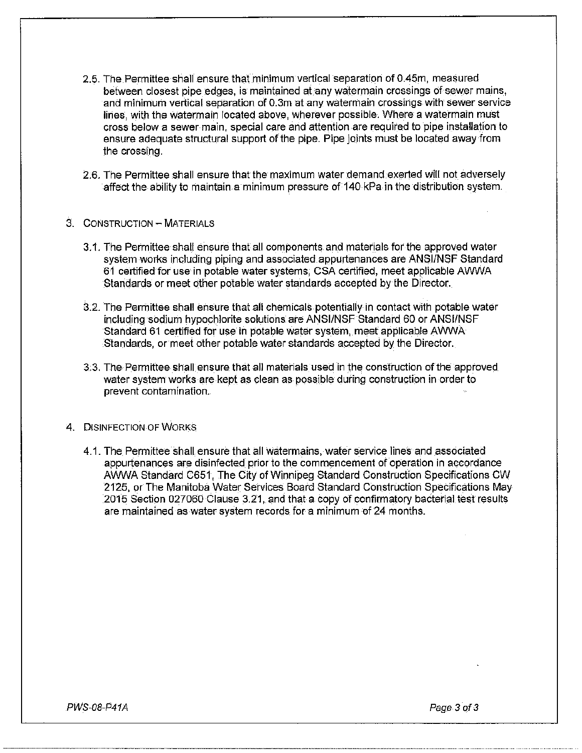2.5. The Permittee shall ensure that minimum vertical separation of 0.45m, measured between closest pipe edges, is maintained at any watermain crossings of sewer mains, and minimum vertical separation of 0.3m at any watermain crossings with sewer service lines, with the watermain located above, wherever possible. Where a watermain must cross below a sewer main, special care and attention are required to pipe installation to ensure adequate structural support of the pipe. Pipe joints must be located away from the crossing.

2.6. The Permittee shall ensure that the maximum water demand exerted will not adversely affect the ability to maintain a minimum pressure of 140 kPa in the distribution system.

3. CONSTRUCTION – MATERIALS

3.1. The Permittee shall ensure that all components and materials for the approved water system works including piping and associated appurtenances are ANSI/NSF Standard 61 certified for use in potable water systems, CSA certified, meet applicable AWWA Standards or meet other potable water standards accepted by the Director.

3.2. The Permittee shall ensure that all chemicals potentially in contact with potable water including sodium hypochlorite solutions are ANSI/NSF Standard 60 or ANSI/NSF Standard 61 certified for use in potable water system, meet applicable AWWA Standards, or meet other potable water standards accepted by the Director.

3.3. The Permittee shall ensure that all materials used in the construction of the approved water system works are kept as clean as possible during construction in order to prevent contamination.

4. DISINFECTION OF WORKS

4.1. The Permittee shall ensure that all watermains, water service lines and associated appurtenances are disinfected prior to the commencement of operation in accordance AWWA Standard C651, The City of Winnipeg Standard Construction Specifications CW 2125, or The Manitoba Water Services Board Standard Construction Specifications May 2015 Section 027060 Clause 3.21, and that a copy of confirmatory bacterial test results are maintained as water system records for a minimum of 24 months.

PWS-08-P41A